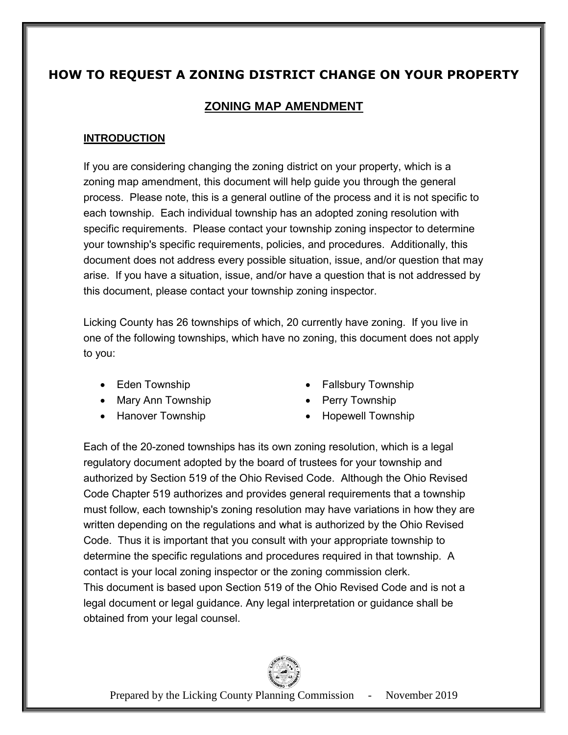# HOW TO REQUEST A ZONING DISTRICT CHANGE ON YOUR PROPERTY

## ZONING MAP AMENDMENT

### INTRODUCTION

If you are considering changing the zoning district on your property, which is a zoning map amendment, this document will help guide you through the general process. Please note, this is a general outline of the process and it is not specific to each township. Each individual township has an adopted zoning resolution with specific requirements. Please contact your township zoning inspector to determine your township's specific requirements, policies, and procedures. Additionally, this document does not address every possible situation, issue, and/or question that may arise. If you have a situation, issue, and/or have a question that is not addressed by this document, please contact your township zoning inspector.

Licking County has 26 townships of which, 20 currently have zoning. If you live in one of the following townships, which have no zoning, this document does not apply to you:

- Eden Township
- Mary Ann Township
- Hanover Township
- Fallsbury Township
- Perry Township
- Hopewell Township

Each of the 20-zoned townships has its own zoning resolution, which is a legal regulatory document adopted by the board of trustees for your township and authorized by Section 519 of the Ohio Revised Code. Although the Ohio Revised Code Chapter 519 authorizes and provides general requirements that a township must follow, each township's zoning resolution may have variations in how they are written depending on the regulations and what is authorized by the Ohio Revised Code. Thus it is important that you consult with your appropriate township to determine the specific regulations and procedures required in that township. A contact is your local zoning inspector or the zoning commission clerk.
This document is based upon Section 519 of the Ohio Revised Code and is not a legal document or legal guidance. Any legal interpretation or guidance shall be obtained from your legal counsel.

Prepared by the Licking County Planning Commission - November 2019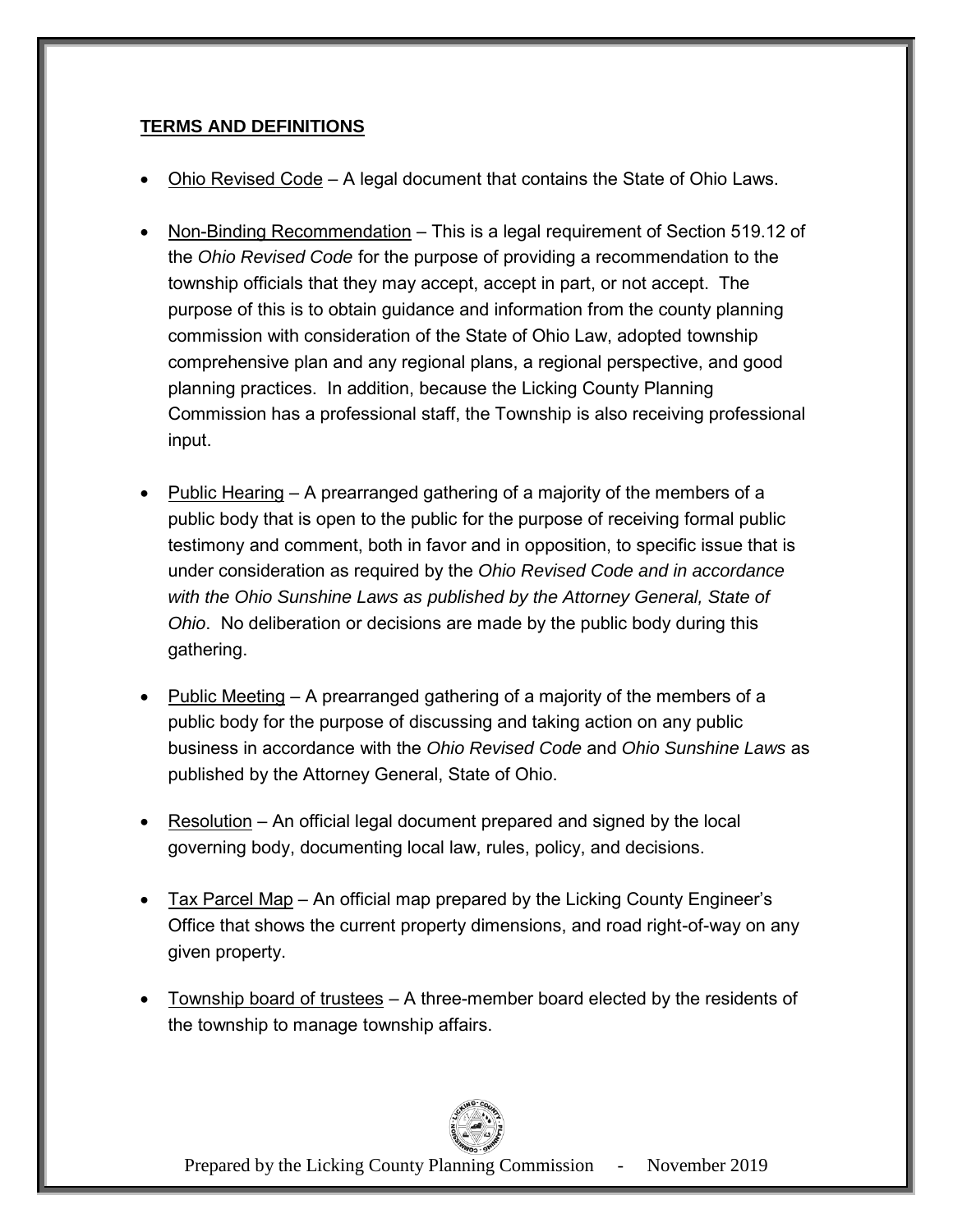**TERMS AND DEFINITIONS**

- Ohio Revised Code – A legal document that contains the State of Ohio Laws.

- Non-Binding Recommendation – This is a legal requirement of Section 519.12 of the *Ohio Revised Code* for the purpose of providing a recommendation to the township officials that they may accept, accept in part, or not accept. The purpose of this is to obtain guidance and information from the county planning commission with consideration of the State of Ohio Law, adopted township comprehensive plan and any regional plans, a regional perspective, and good planning practices. In addition, because the Licking County Planning Commission has a professional staff, the Township is also receiving professional input.

- Public Hearing – A prearranged gathering of a majority of the members of a public body that is open to the public for the purpose of receiving formal public testimony and comment, both in favor and in opposition, to specific issue that is under consideration as required by the *Ohio Revised Code and in accordance with the Ohio Sunshine Laws as published by the Attorney General, State of Ohio*. No deliberation or decisions are made by the public body during this gathering.

- Public Meeting – A prearranged gathering of a majority of the members of a public body for the purpose of discussing and taking action on any public business in accordance with the *Ohio Revised Code* and *Ohio Sunshine Laws* as published by the Attorney General, State of Ohio.

- Resolution – An official legal document prepared and signed by the local governing body, documenting local law, rules, policy, and decisions.

- Tax Parcel Map – An official map prepared by the Licking County Engineer's Office that shows the current property dimensions, and road right-of-way on any given property.

- Township board of trustees – A three-member board elected by the residents of the township to manage township affairs.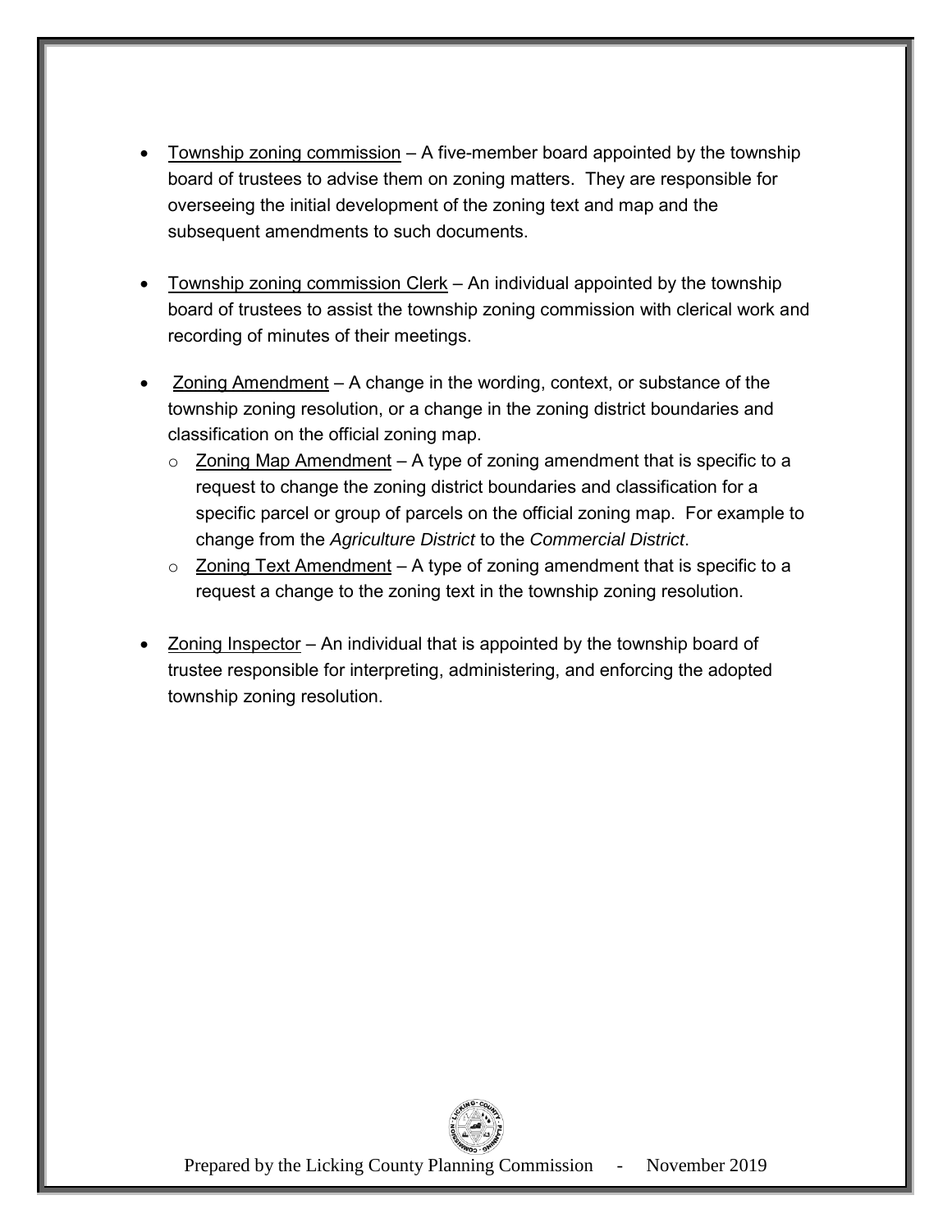- Township zoning commission – A five-member board appointed by the township board of trustees to advise them on zoning matters. They are responsible for overseeing the initial development of the zoning text and map and the subsequent amendments to such documents.

- Township zoning commission Clerk – An individual appointed by the township board of trustees to assist the township zoning commission with clerical work and recording of minutes of their meetings.

- Zoning Amendment – A change in the wording, context, or substance of the township zoning resolution, or a change in the zoning district boundaries and classification on the official zoning map.
  - Zoning Map Amendment – A type of zoning amendment that is specific to a request to change the zoning district boundaries and classification for a specific parcel or group of parcels on the official zoning map. For example to change from the *Agriculture District* to the *Commercial District*.
  - Zoning Text Amendment – A type of zoning amendment that is specific to a request a change to the zoning text in the township zoning resolution.

- Zoning Inspector – An individual that is appointed by the township board of trustee responsible for interpreting, administering, and enforcing the adopted township zoning resolution.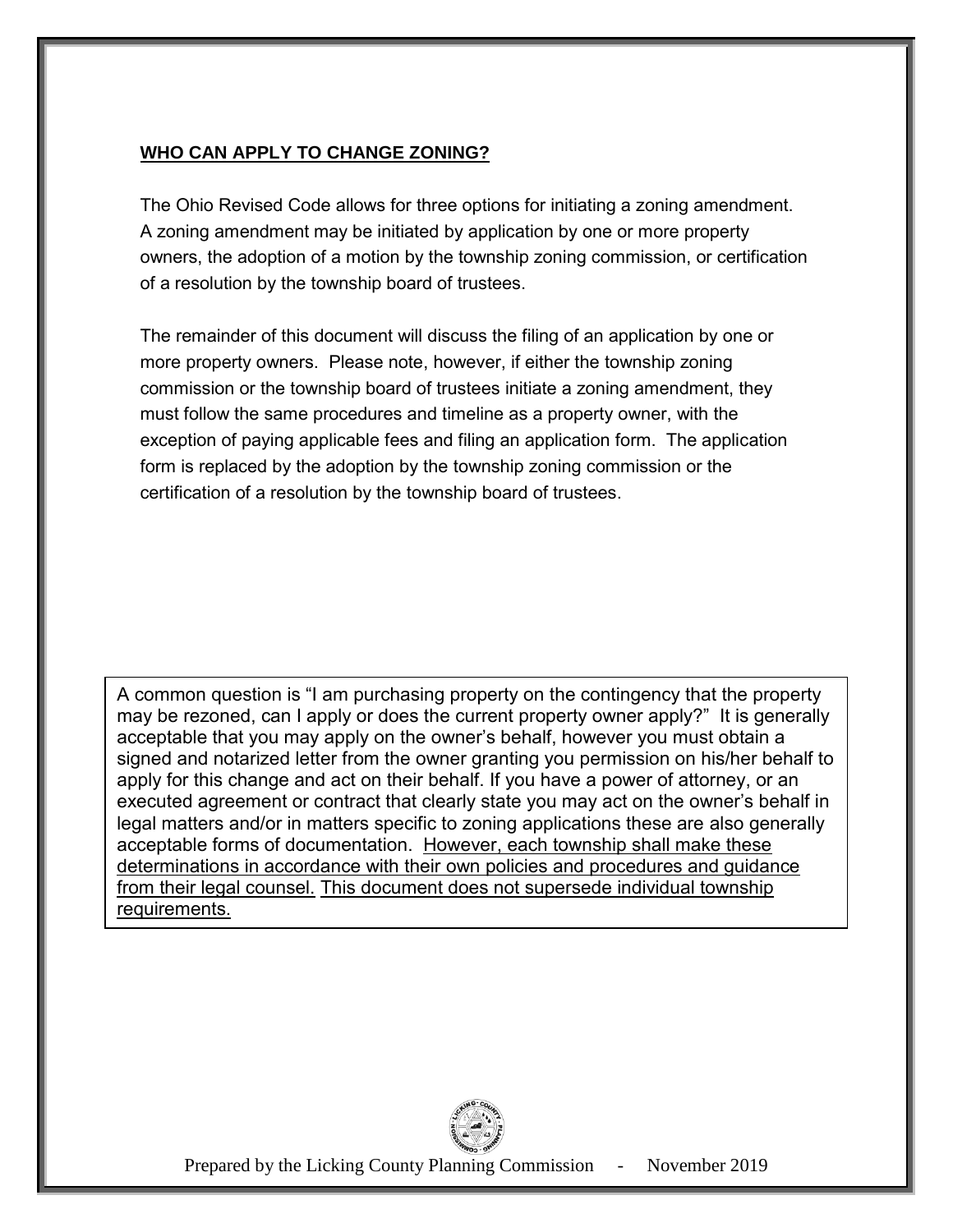## WHO CAN APPLY TO CHANGE ZONING?

The Ohio Revised Code allows for three options for initiating a zoning amendment. A zoning amendment may be initiated by application by one or more property owners, the adoption of a motion by the township zoning commission, or certification of a resolution by the township board of trustees.

The remainder of this document will discuss the filing of an application by one or more property owners. Please note, however, if either the township zoning commission or the township board of trustees initiate a zoning amendment, they must follow the same procedures and timeline as a property owner, with the exception of paying applicable fees and filing an application form. The application form is replaced by the adoption by the township zoning commission or the certification of a resolution by the township board of trustees.

> A common question is "I am purchasing property on the contingency that the property may be rezoned, can I apply or does the current property owner apply?" It is generally acceptable that you may apply on the owner's behalf, however you must obtain a signed and notarized letter from the owner granting you permission on his/her behalf to apply for this change and act on their behalf. If you have a power of attorney, or an executed agreement or contract that clearly state you may act on the owner's behalf in legal matters and/or in matters specific to zoning applications these are also generally acceptable forms of documentation. <u>However, each township shall make these determinations in accordance with their own policies and procedures and guidance from their legal counsel.</u> <u>This document does not supersede individual township requirements.</u>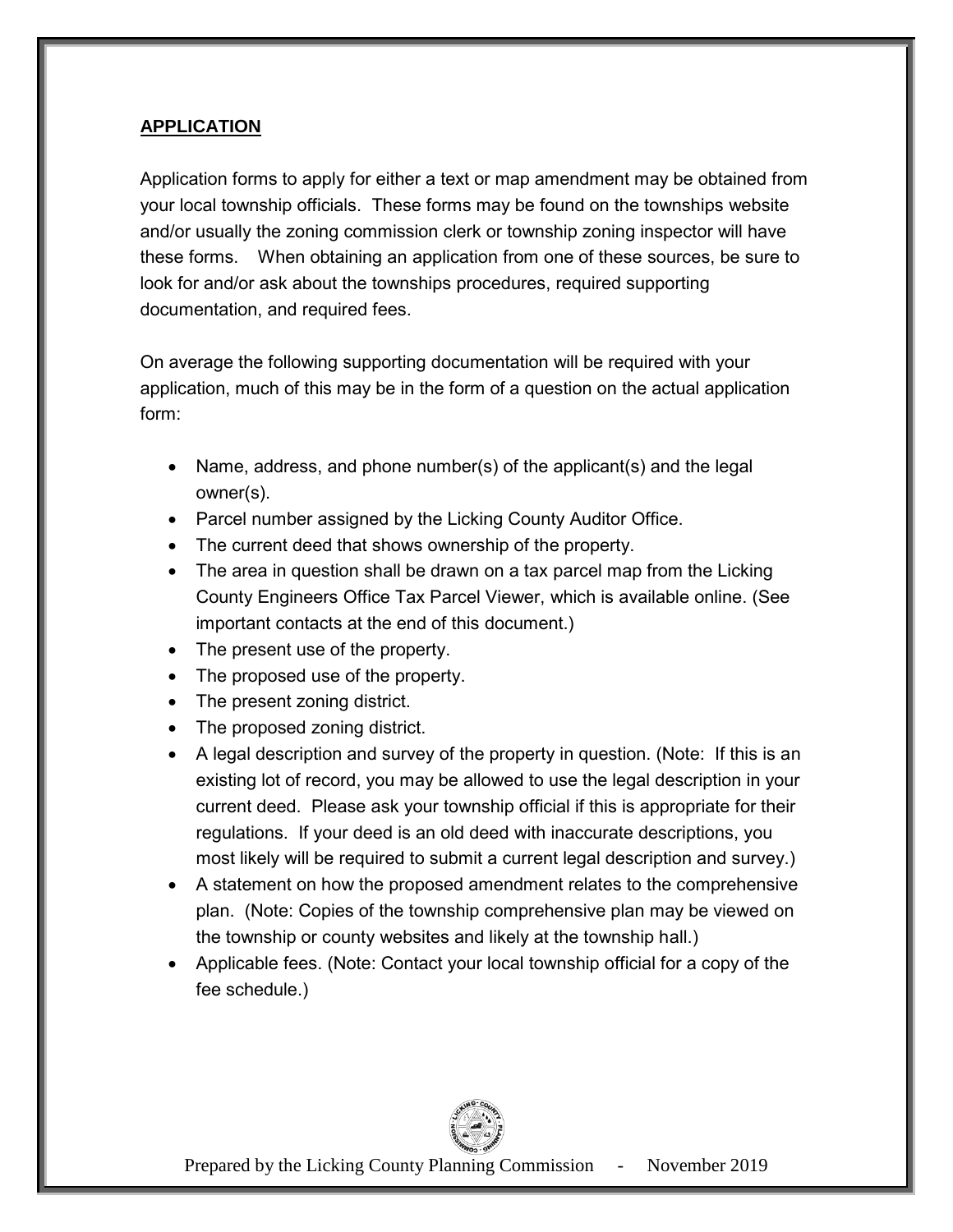## APPLICATION

Application forms to apply for either a text or map amendment may be obtained from your local township officials. These forms may be found on the townships website and/or usually the zoning commission clerk or township zoning inspector will have these forms. When obtaining an application from one of these sources, be sure to look for and/or ask about the townships procedures, required supporting documentation, and required fees.

On average the following supporting documentation will be required with your application, much of this may be in the form of a question on the actual application form:

- Name, address, and phone number(s) of the applicant(s) and the legal owner(s).
- Parcel number assigned by the Licking County Auditor Office.
- The current deed that shows ownership of the property.
- The area in question shall be drawn on a tax parcel map from the Licking County Engineers Office Tax Parcel Viewer, which is available online. (See important contacts at the end of this document.)
- The present use of the property.
- The proposed use of the property.
- The present zoning district.
- The proposed zoning district.
- A legal description and survey of the property in question. (Note: If this is an existing lot of record, you may be allowed to use the legal description in your current deed. Please ask your township official if this is appropriate for their regulations. If your deed is an old deed with inaccurate descriptions, you most likely will be required to submit a current legal description and survey.)
- A statement on how the proposed amendment relates to the comprehensive plan. (Note: Copies of the township comprehensive plan may be viewed on the township or county websites and likely at the township hall.)
- Applicable fees. (Note: Contact your local township official for a copy of the fee schedule.)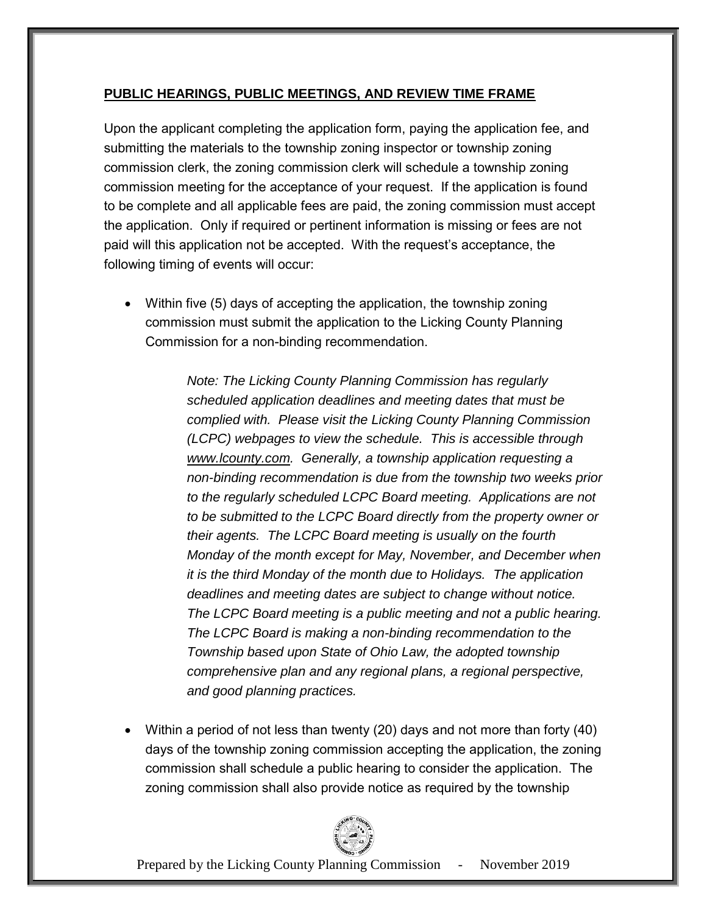**PUBLIC HEARINGS, PUBLIC MEETINGS, AND REVIEW TIME FRAME**

Upon the applicant completing the application form, paying the application fee, and submitting the materials to the township zoning inspector or township zoning commission clerk, the zoning commission clerk will schedule a township zoning commission meeting for the acceptance of your request. If the application is found to be complete and all applicable fees are paid, the zoning commission must accept the application. Only if required or pertinent information is missing or fees are not paid will this application not be accepted. With the request's acceptance, the following timing of events will occur:

- Within five (5) days of accepting the application, the township zoning commission must submit the application to the Licking County Planning Commission for a non-binding recommendation.

  *Note: The Licking County Planning Commission has regularly scheduled application deadlines and meeting dates that must be complied with. Please visit the Licking County Planning Commission (LCPC) webpages to view the schedule. This is accessible through www.lcounty.com. Generally, a township application requesting a non-binding recommendation is due from the township two weeks prior to the regularly scheduled LCPC Board meeting. Applications are not to be submitted to the LCPC Board directly from the property owner or their agents. The LCPC Board meeting is usually on the fourth Monday of the month except for May, November, and December when it is the third Monday of the month due to Holidays. The application deadlines and meeting dates are subject to change without notice. The LCPC Board meeting is a public meeting and not a public hearing. The LCPC Board is making a non-binding recommendation to the Township based upon State of Ohio Law, the adopted township comprehensive plan and any regional plans, a regional perspective, and good planning practices.*

- Within a period of not less than twenty (20) days and not more than forty (40) days of the township zoning commission accepting the application, the zoning commission shall schedule a public hearing to consider the application. The zoning commission shall also provide notice as required by the township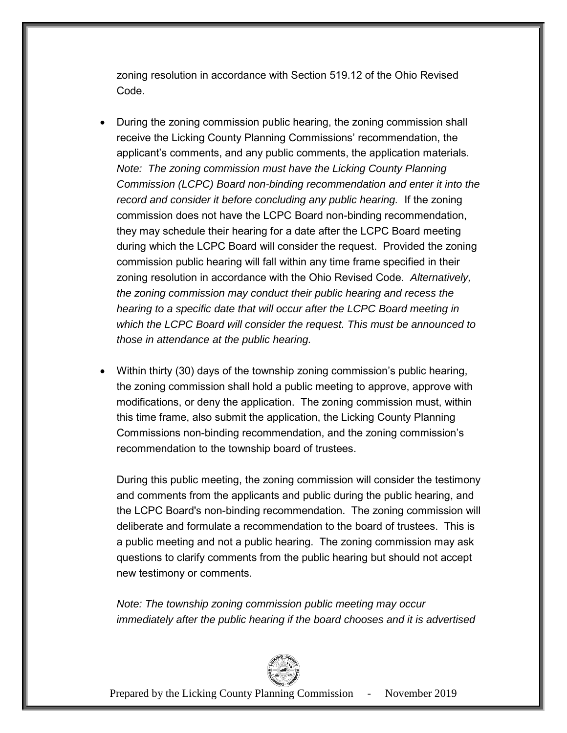zoning resolution in accordance with Section 519.12 of the Ohio Revised Code.

- During the zoning commission public hearing, the zoning commission shall receive the Licking County Planning Commissions' recommendation, the applicant's comments, and any public comments, the application materials. *Note: The zoning commission must have the Licking County Planning Commission (LCPC) Board non-binding recommendation and enter it into the record and consider it before concluding any public hearing.* If the zoning commission does not have the LCPC Board non-binding recommendation, they may schedule their hearing for a date after the LCPC Board meeting during which the LCPC Board will consider the request. Provided the zoning commission public hearing will fall within any time frame specified in their zoning resolution in accordance with the Ohio Revised Code. *Alternatively, the zoning commission may conduct their public hearing and recess the hearing to a specific date that will occur after the LCPC Board meeting in which the LCPC Board will consider the request. This must be announced to those in attendance at the public hearing.*

- Within thirty (30) days of the township zoning commission's public hearing, the zoning commission shall hold a public meeting to approve, approve with modifications, or deny the application. The zoning commission must, within this time frame, also submit the application, the Licking County Planning Commissions non-binding recommendation, and the zoning commission's recommendation to the township board of trustees.

  During this public meeting, the zoning commission will consider the testimony and comments from the applicants and public during the public hearing, and the LCPC Board's non-binding recommendation. The zoning commission will deliberate and formulate a recommendation to the board of trustees. This is a public meeting and not a public hearing. The zoning commission may ask questions to clarify comments from the public hearing but should not accept new testimony or comments.

  *Note: The township zoning commission public meeting may occur immediately after the public hearing if the board chooses and it is advertised*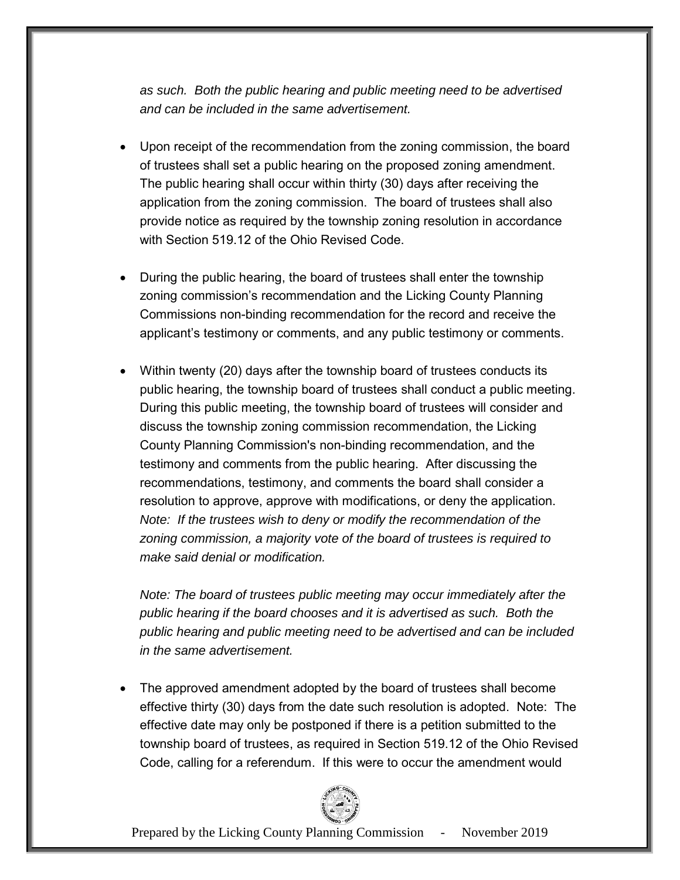*as such. Both the public hearing and public meeting need to be advertised and can be included in the same advertisement.*

- Upon receipt of the recommendation from the zoning commission, the board of trustees shall set a public hearing on the proposed zoning amendment. The public hearing shall occur within thirty (30) days after receiving the application from the zoning commission. The board of trustees shall also provide notice as required by the township zoning resolution in accordance with Section 519.12 of the Ohio Revised Code.

- During the public hearing, the board of trustees shall enter the township zoning commission's recommendation and the Licking County Planning Commissions non-binding recommendation for the record and receive the applicant's testimony or comments, and any public testimony or comments.

- Within twenty (20) days after the township board of trustees conducts its public hearing, the township board of trustees shall conduct a public meeting. During this public meeting, the township board of trustees will consider and discuss the township zoning commission recommendation, the Licking County Planning Commission's non-binding recommendation, and the testimony and comments from the public hearing. After discussing the recommendations, testimony, and comments the board shall consider a resolution to approve, approve with modifications, or deny the application. *Note: If the trustees wish to deny or modify the recommendation of the zoning commission, a majority vote of the board of trustees is required to make said denial or modification.*

  *Note: The board of trustees public meeting may occur immediately after the public hearing if the board chooses and it is advertised as such. Both the public hearing and public meeting need to be advertised and can be included in the same advertisement.*

- The approved amendment adopted by the board of trustees shall become effective thirty (30) days from the date such resolution is adopted. Note: The effective date may only be postponed if there is a petition submitted to the township board of trustees, as required in Section 519.12 of the Ohio Revised Code, calling for a referendum. If this were to occur the amendment would

Prepared by the Licking County Planning Commission - November 2019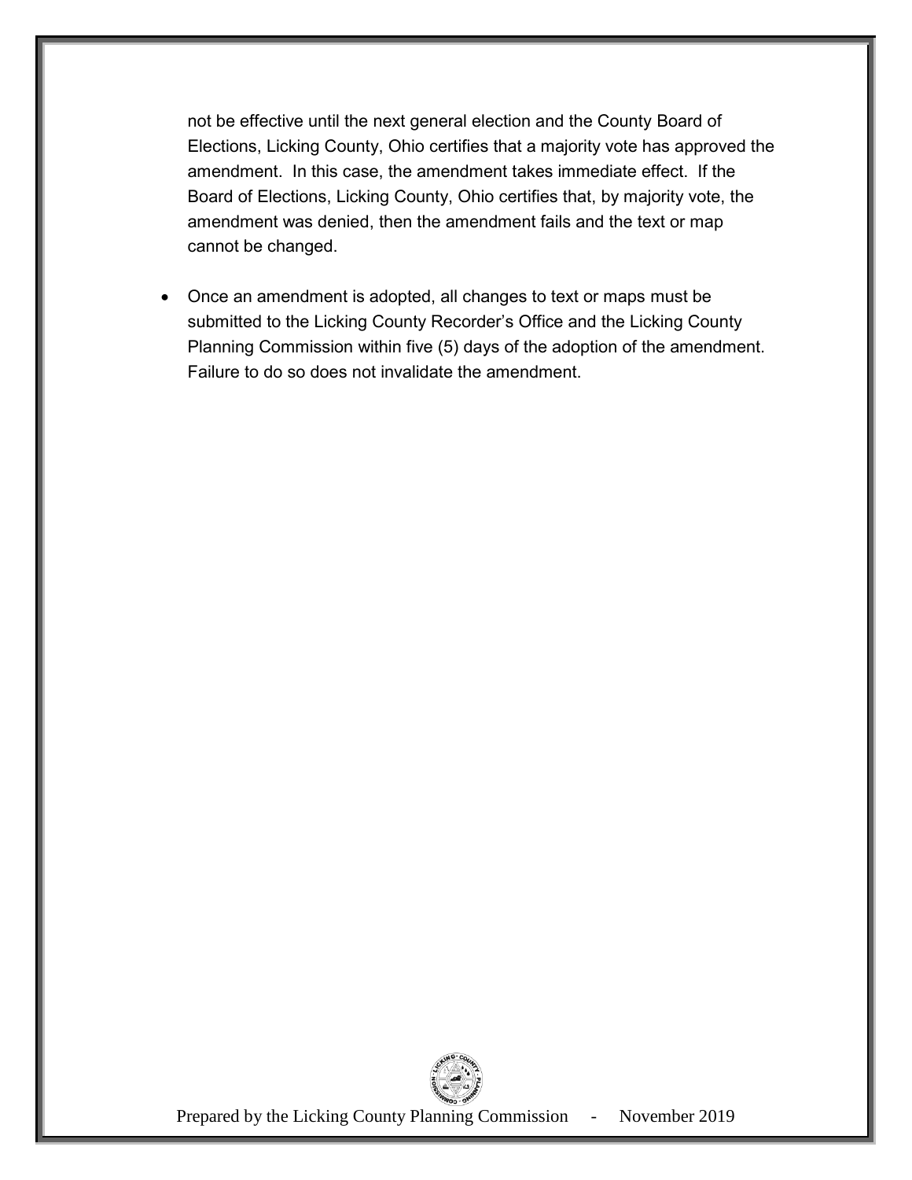not be effective until the next general election and the County Board of Elections, Licking County, Ohio certifies that a majority vote has approved the amendment. In this case, the amendment takes immediate effect. If the Board of Elections, Licking County, Ohio certifies that, by majority vote, the amendment was denied, then the amendment fails and the text or map cannot be changed.

- Once an amendment is adopted, all changes to text or maps must be submitted to the Licking County Recorder's Office and the Licking County Planning Commission within five (5) days of the adoption of the amendment. Failure to do so does not invalidate the amendment.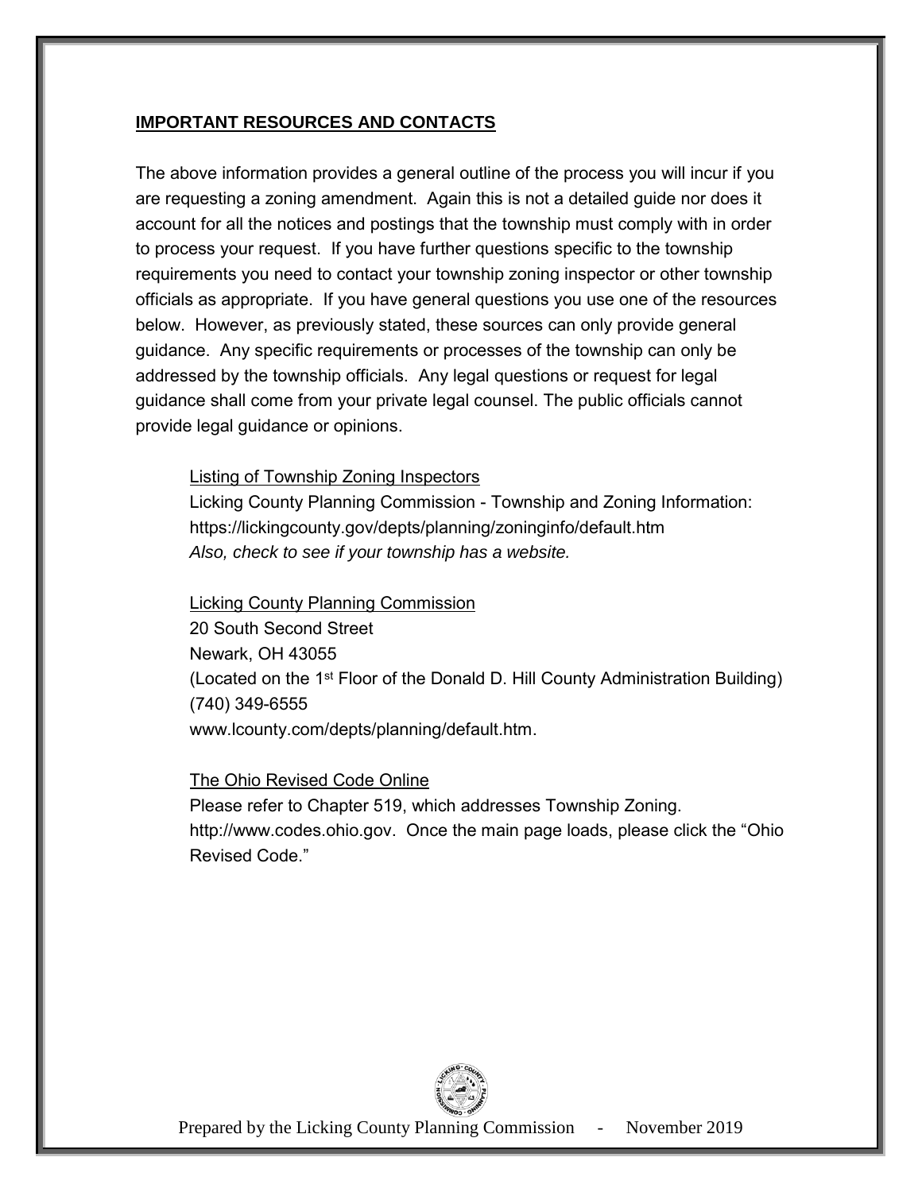## IMPORTANT RESOURCES AND CONTACTS

The above information provides a general outline of the process you will incur if you are requesting a zoning amendment. Again this is not a detailed guide nor does it account for all the notices and postings that the township must comply with in order to process your request. If you have further questions specific to the township requirements you need to contact your township zoning inspector or other township officials as appropriate. If you have general questions you use one of the resources below. However, as previously stated, these sources can only provide general guidance. Any specific requirements or processes of the township can only be addressed by the township officials. Any legal questions or request for legal guidance shall come from your private legal counsel. The public officials cannot provide legal guidance or opinions.

Listing of Township Zoning Inspectors
Licking County Planning Commission - Township and Zoning Information:
https://lickingcounty.gov/depts/planning/zoninginfo/default.htm
*Also, check to see if your township has a website.*

Licking County Planning Commission
20 South Second Street
Newark, OH 43055
(Located on the 1st Floor of the Donald D. Hill County Administration Building)
(740) 349-6555
www.lcounty.com/depts/planning/default.htm.

The Ohio Revised Code Online
Please refer to Chapter 519, which addresses Township Zoning.
http://www.codes.ohio.gov. Once the main page loads, please click the "Ohio Revised Code."

Prepared by the Licking County Planning Commission - November 2019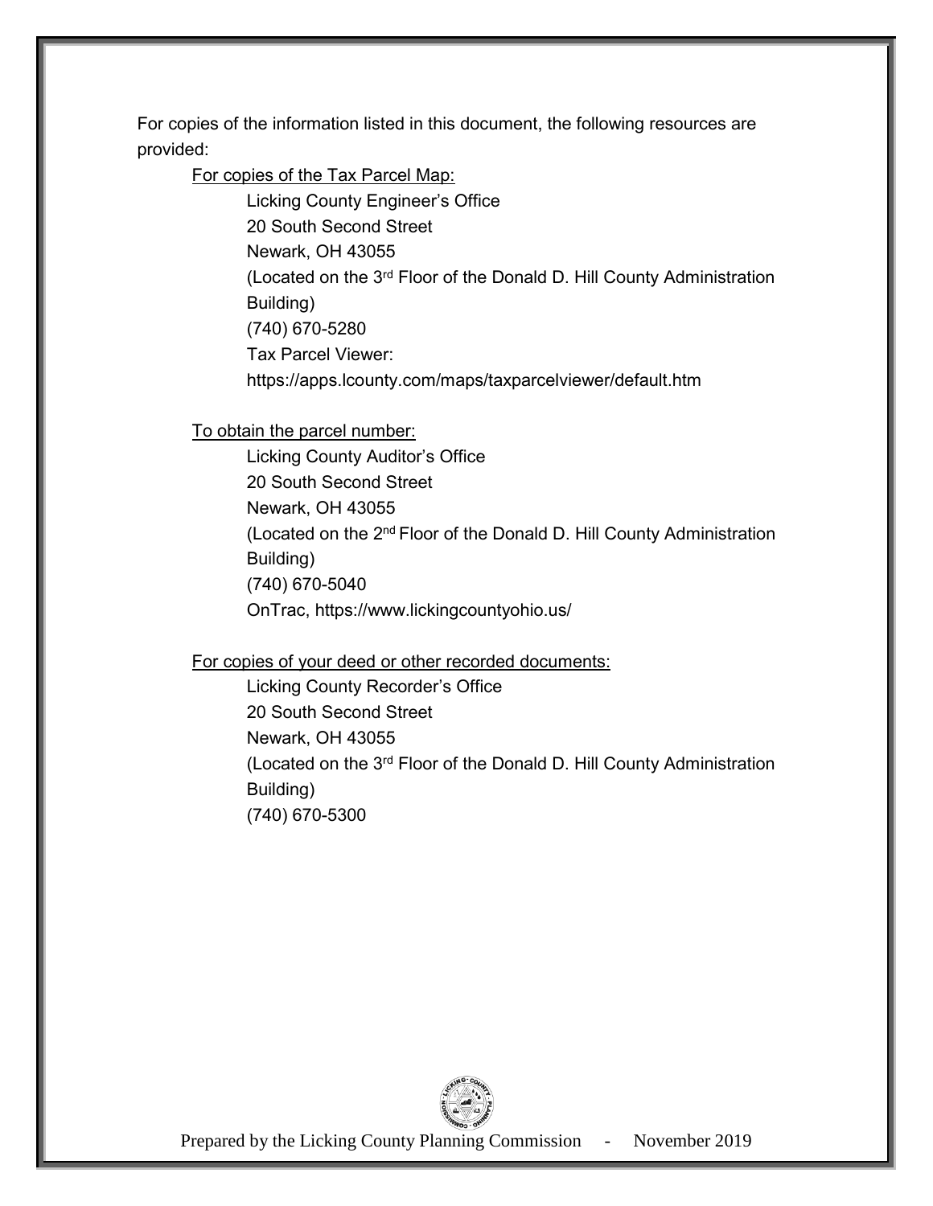For copies of the information listed in this document, the following resources are provided:

For copies of the Tax Parcel Map:

Licking County Engineer's Office
20 South Second Street
Newark, OH 43055
(Located on the 3rd Floor of the Donald D. Hill County Administration Building)
(740) 670-5280
Tax Parcel Viewer:
https://apps.lcounty.com/maps/taxparcelviewer/default.htm

To obtain the parcel number:

Licking County Auditor's Office
20 South Second Street
Newark, OH 43055
(Located on the 2nd Floor of the Donald D. Hill County Administration Building)
(740) 670-5040
OnTrac, https://www.lickingcountyohio.us/

For copies of your deed or other recorded documents:

Licking County Recorder's Office
20 South Second Street
Newark, OH 43055
(Located on the 3rd Floor of the Donald D. Hill County Administration Building)
(740) 670-5300

Prepared by the Licking County Planning Commission - November 2019